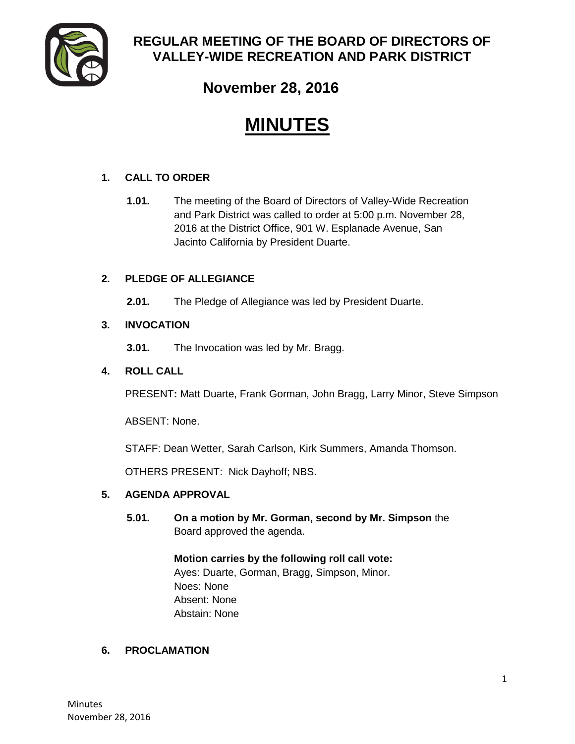# REGULAR MEETING OF THE BOARD OF DIRECTORS OF VALLEY-WIDE RECREATION AND PARK DISTRICT

## November 28, 2016

# MINUTES

## 1. CALL TO ORDER

**1.01.** The meeting of the Board of Directors of Valley-Wide Recreation and Park District was called to order at 5:00 p.m. November 28, 2016 at the District Office, 901 W. Esplanade Avenue, San Jacinto California by President Duarte.

## 2. PLEDGE OF ALLEGIANCE

**2.01.** The Pledge of Allegiance was led by President Duarte.

## 3. INVOCATION

**3.01.** The Invocation was led by Mr. Bragg.

## 4. ROLL CALL

PRESENT**:** Matt Duarte, Frank Gorman, John Bragg, Larry Minor, Steve Simpson

ABSENT: None.

STAFF: Dean Wetter, Sarah Carlson, Kirk Summers, Amanda Thomson.

OTHERS PRESENT: Nick Dayhoff; NBS.

## 5. AGENDA APPROVAL

**5.01.** **On a motion by Mr. Gorman, second by Mr. Simpson** the Board approved the agenda.

**Motion carries by the following roll call vote:**
Ayes: Duarte, Gorman, Bragg, Simpson, Minor.
Noes: None
Absent: None
Abstain: None

## 6. PROCLAMATION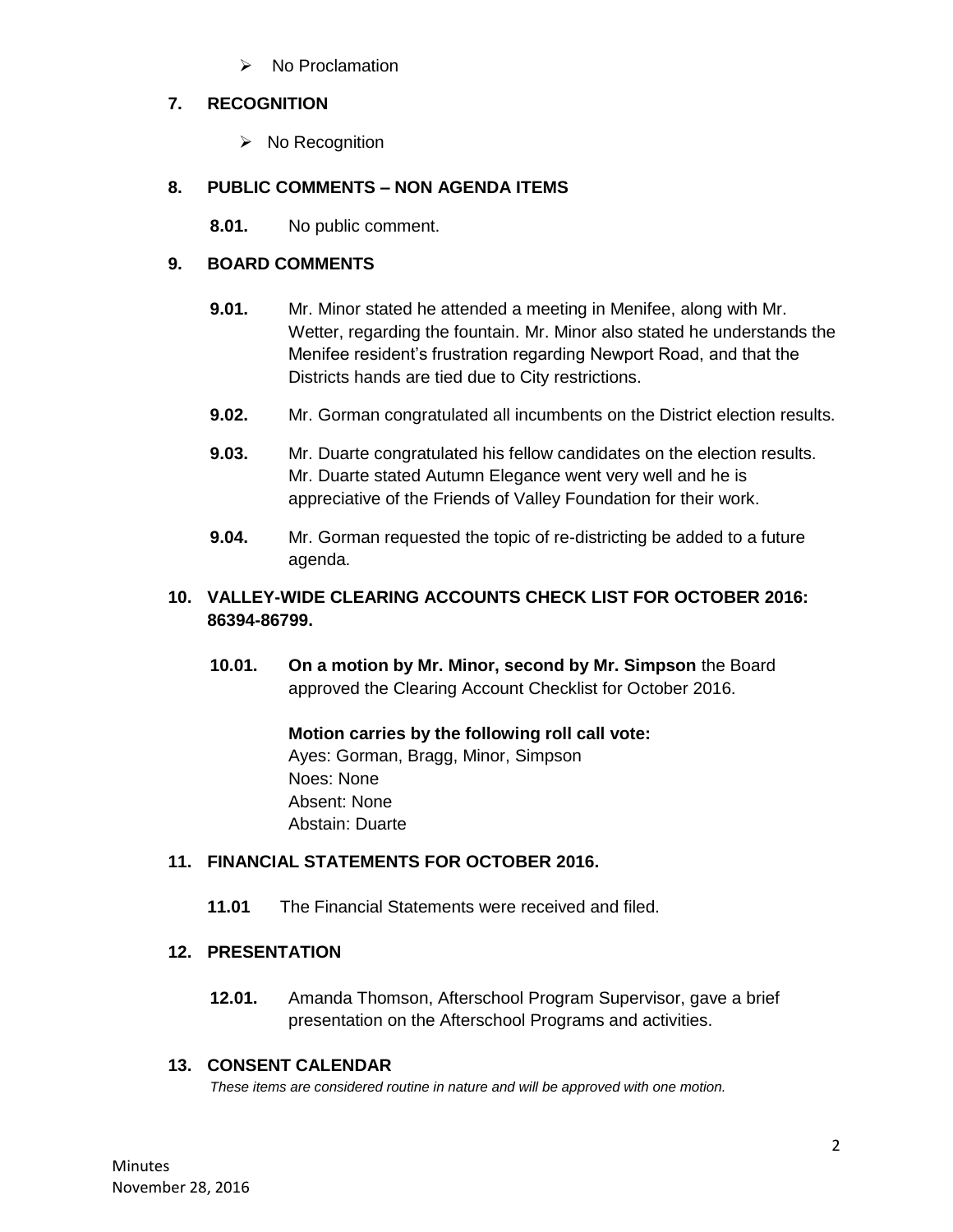- No Proclamation

## 7. RECOGNITION

- No Recognition

## 8. PUBLIC COMMENTS – NON AGENDA ITEMS

**8.01.** No public comment.

## 9. BOARD COMMENTS

**9.01.** Mr. Minor stated he attended a meeting in Menifee, along with Mr. Wetter, regarding the fountain. Mr. Minor also stated he understands the Menifee resident's frustration regarding Newport Road, and that the Districts hands are tied due to City restrictions.

**9.02.** Mr. Gorman congratulated all incumbents on the District election results.

**9.03.** Mr. Duarte congratulated his fellow candidates on the election results. Mr. Duarte stated Autumn Elegance went very well and he is appreciative of the Friends of Valley Foundation for their work.

**9.04.** Mr. Gorman requested the topic of re-districting be added to a future agenda.

## 10. VALLEY-WIDE CLEARING ACCOUNTS CHECK LIST FOR OCTOBER 2016: 86394-86799.

**10.01.** **On a motion by Mr. Minor, second by Mr. Simpson** the Board approved the Clearing Account Checklist for October 2016.

**Motion carries by the following roll call vote:**
Ayes: Gorman, Bragg, Minor, Simpson
Noes: None
Absent: None
Abstain: Duarte

## 11. FINANCIAL STATEMENTS FOR OCTOBER 2016.

**11.01** The Financial Statements were received and filed.

## 12. PRESENTATION

**12.01.** Amanda Thomson, Afterschool Program Supervisor, gave a brief presentation on the Afterschool Programs and activities.

## 13. CONSENT CALENDAR

*These items are considered routine in nature and will be approved with one motion.*

Minutes
November 28, 2016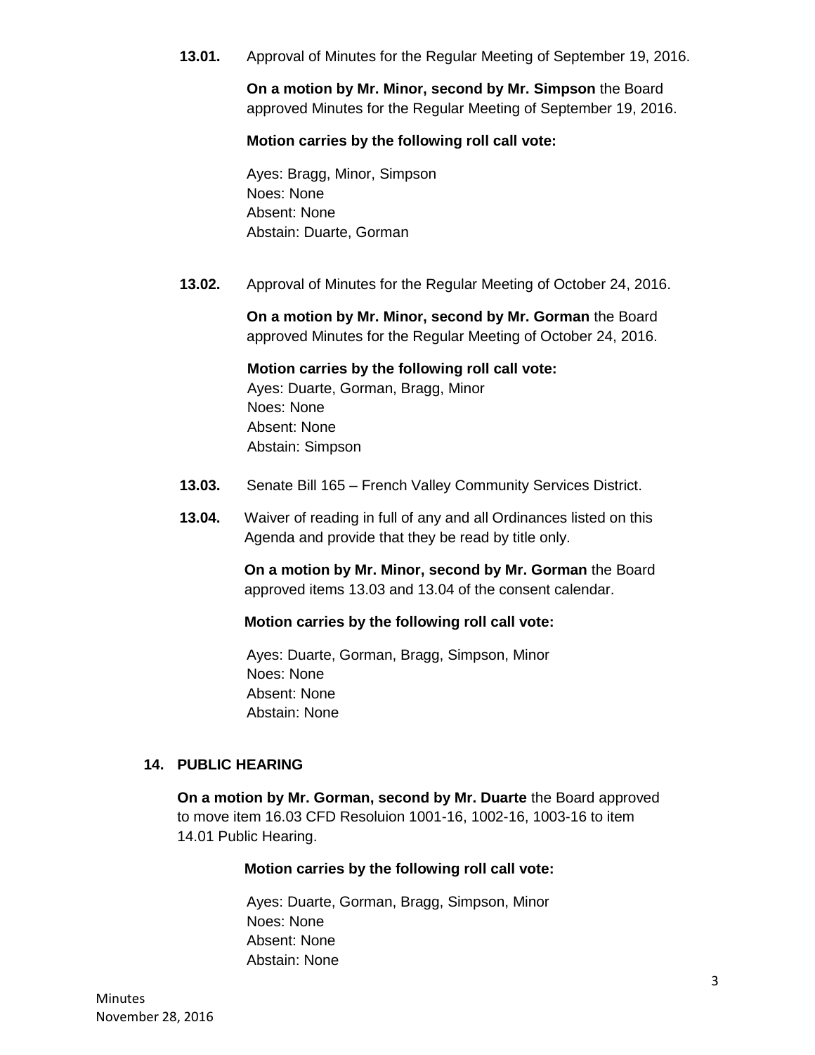**13.01.** Approval of Minutes for the Regular Meeting of September 19, 2016.

**On a motion by Mr. Minor, second by Mr. Simpson** the Board approved Minutes for the Regular Meeting of September 19, 2016.

**Motion carries by the following roll call vote:**

Ayes: Bragg, Minor, Simpson
Noes: None
Absent: None
Abstain: Duarte, Gorman

**13.02.** Approval of Minutes for the Regular Meeting of October 24, 2016.

**On a motion by Mr. Minor, second by Mr. Gorman** the Board approved Minutes for the Regular Meeting of October 24, 2016.

**Motion carries by the following roll call vote:**
Ayes: Duarte, Gorman, Bragg, Minor
Noes: None
Absent: None
Abstain: Simpson

**13.03.** Senate Bill 165 – French Valley Community Services District.

**13.04.** Waiver of reading in full of any and all Ordinances listed on this Agenda and provide that they be read by title only.

**On a motion by Mr. Minor, second by Mr. Gorman** the Board approved items 13.03 and 13.04 of the consent calendar.

**Motion carries by the following roll call vote:**

Ayes: Duarte, Gorman, Bragg, Simpson, Minor
Noes: None
Absent: None
Abstain: None

## 14. PUBLIC HEARING

**On a motion by Mr. Gorman, second by Mr. Duarte** the Board approved to move item 16.03 CFD Resoluion 1001-16, 1002-16, 1003-16 to item 14.01 Public Hearing.

**Motion carries by the following roll call vote:**

Ayes: Duarte, Gorman, Bragg, Simpson, Minor
Noes: None
Absent: None
Abstain: None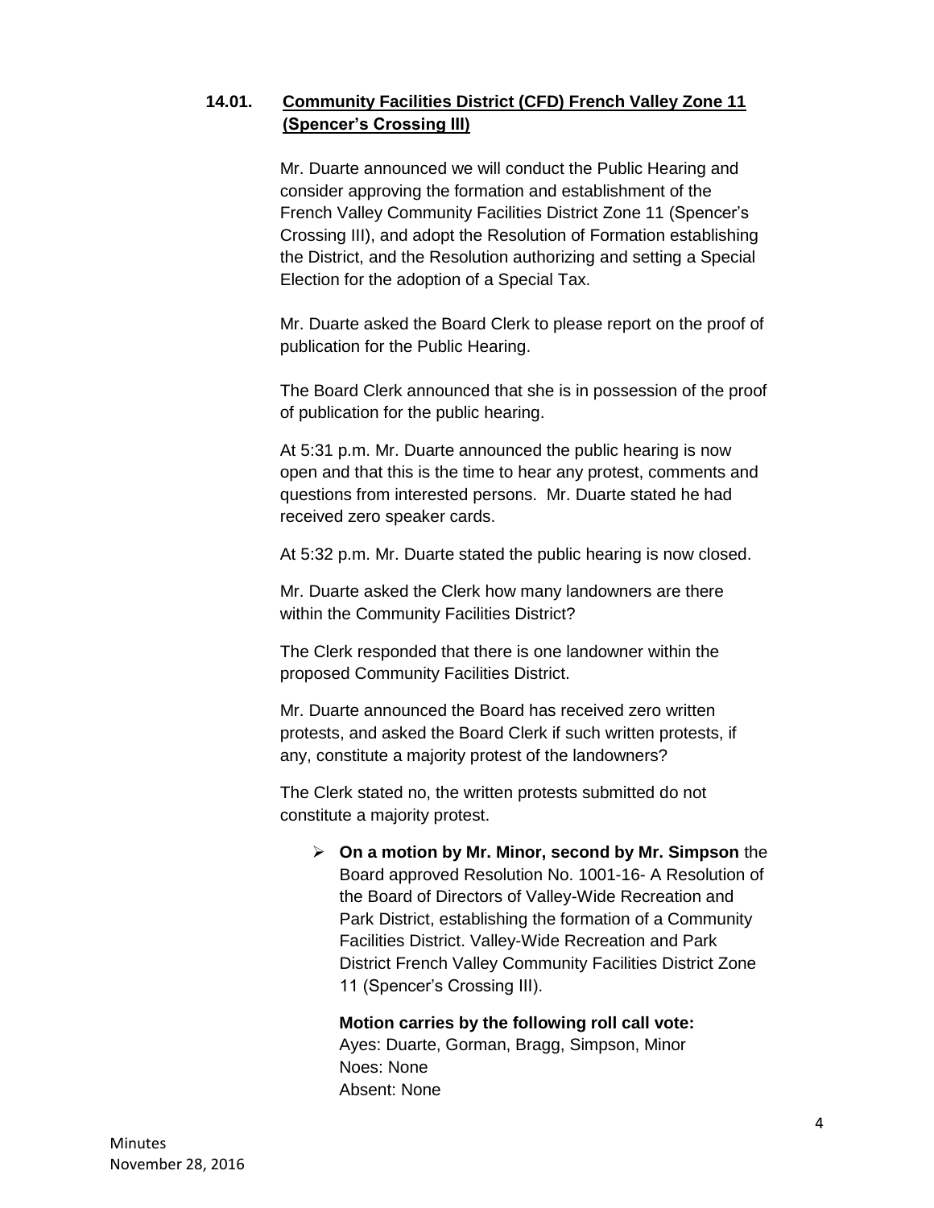### 14.01. Community Facilities District (CFD) French Valley Zone 11 (Spencer's Crossing III)

Mr. Duarte announced we will conduct the Public Hearing and consider approving the formation and establishment of the French Valley Community Facilities District Zone 11 (Spencer's Crossing III), and adopt the Resolution of Formation establishing the District, and the Resolution authorizing and setting a Special Election for the adoption of a Special Tax.

Mr. Duarte asked the Board Clerk to please report on the proof of publication for the Public Hearing.

The Board Clerk announced that she is in possession of the proof of publication for the public hearing.

At 5:31 p.m. Mr. Duarte announced the public hearing is now open and that this is the time to hear any protest, comments and questions from interested persons. Mr. Duarte stated he had received zero speaker cards.

At 5:32 p.m. Mr. Duarte stated the public hearing is now closed.

Mr. Duarte asked the Clerk how many landowners are there within the Community Facilities District?

The Clerk responded that there is one landowner within the proposed Community Facilities District.

Mr. Duarte announced the Board has received zero written protests, and asked the Board Clerk if such written protests, if any, constitute a majority protest of the landowners?

The Clerk stated no, the written protests submitted do not constitute a majority protest.

- **On a motion by Mr. Minor, second by Mr. Simpson** the Board approved Resolution No. 1001-16- A Resolution of the Board of Directors of Valley-Wide Recreation and Park District, establishing the formation of a Community Facilities District. Valley-Wide Recreation and Park District French Valley Community Facilities District Zone 11 (Spencer's Crossing III).

  **Motion carries by the following roll call vote:**
  Ayes: Duarte, Gorman, Bragg, Simpson, Minor
  Noes: None
  Absent: None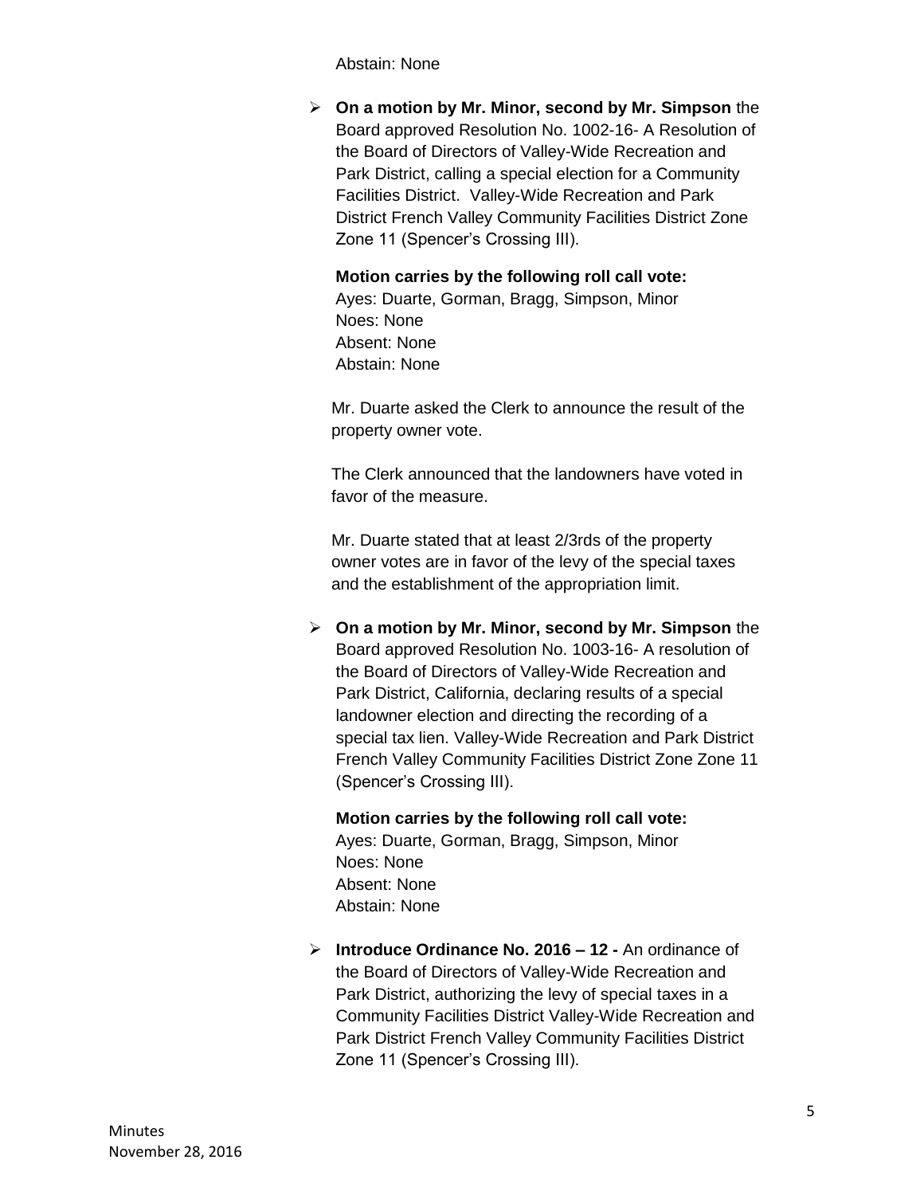Abstain: None

- **On a motion by Mr. Minor, second by Mr. Simpson** the Board approved Resolution No. 1002-16- A Resolution of the Board of Directors of Valley-Wide Recreation and Park District, calling a special election for a Community Facilities District. Valley-Wide Recreation and Park District French Valley Community Facilities District Zone Zone 11 (Spencer's Crossing III).

  **Motion carries by the following roll call vote:**
  Ayes: Duarte, Gorman, Bragg, Simpson, Minor
  Noes: None
  Absent: None
  Abstain: None

  Mr. Duarte asked the Clerk to announce the result of the property owner vote.

  The Clerk announced that the landowners have voted in favor of the measure.

  Mr. Duarte stated that at least 2/3rds of the property owner votes are in favor of the levy of the special taxes and the establishment of the appropriation limit.

- **On a motion by Mr. Minor, second by Mr. Simpson** the Board approved Resolution No. 1003-16- A resolution of the Board of Directors of Valley-Wide Recreation and Park District, California, declaring results of a special landowner election and directing the recording of a special tax lien. Valley-Wide Recreation and Park District French Valley Community Facilities District Zone Zone 11 (Spencer's Crossing III).

  **Motion carries by the following roll call vote:**
  Ayes: Duarte, Gorman, Bragg, Simpson, Minor
  Noes: None
  Absent: None
  Abstain: None

- **Introduce Ordinance No. 2016 – 12 -** An ordinance of the Board of Directors of Valley-Wide Recreation and Park District, authorizing the levy of special taxes in a Community Facilities District Valley-Wide Recreation and Park District French Valley Community Facilities District Zone 11 (Spencer's Crossing III).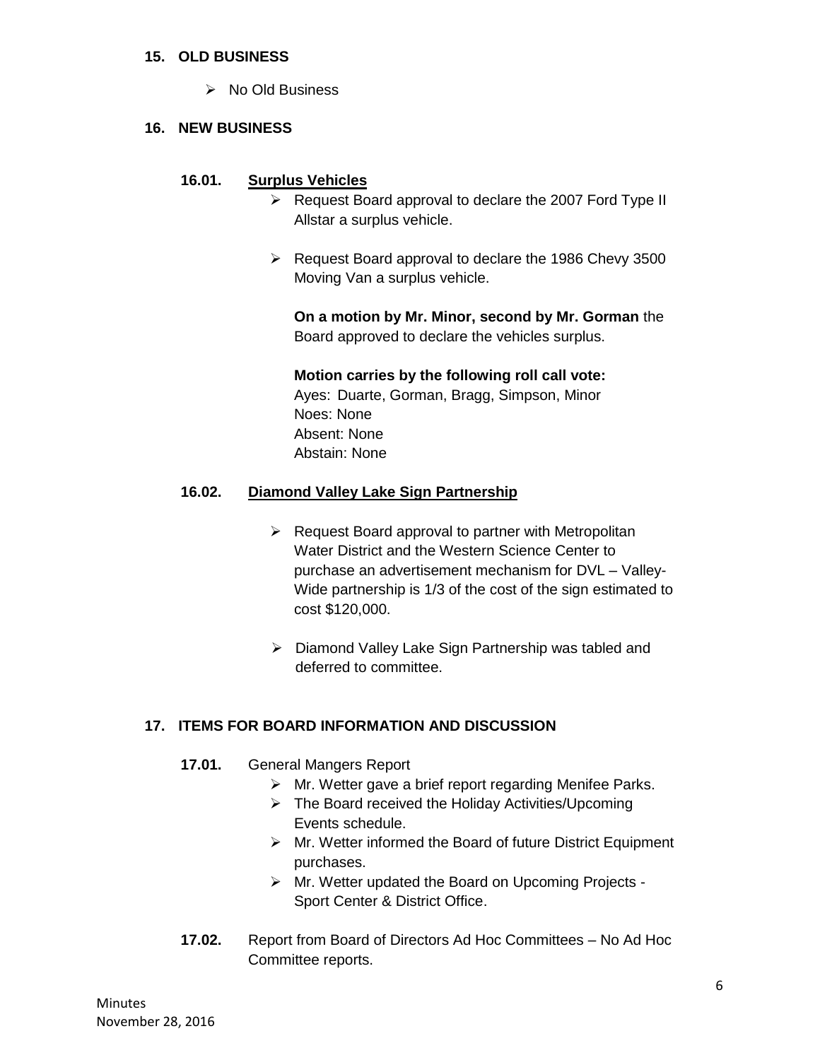## 15. OLD BUSINESS

- No Old Business

## 16. NEW BUSINESS

### 16.01. Surplus Vehicles

- Request Board approval to declare the 2007 Ford Type II Allstar a surplus vehicle.
- Request Board approval to declare the 1986 Chevy 3500 Moving Van a surplus vehicle.

**On a motion by Mr. Minor, second by Mr. Gorman** the Board approved to declare the vehicles surplus.

**Motion carries by the following roll call vote:**
Ayes: Duarte, Gorman, Bragg, Simpson, Minor
Noes: None
Absent: None
Abstain: None

### 16.02. Diamond Valley Lake Sign Partnership

- Request Board approval to partner with Metropolitan Water District and the Western Science Center to purchase an advertisement mechanism for DVL – Valley-Wide partnership is 1/3 of the cost of the sign estimated to cost $120,000.
- Diamond Valley Lake Sign Partnership was tabled and deferred to committee.

## 17. ITEMS FOR BOARD INFORMATION AND DISCUSSION

**17.01.** General Mangers Report

- Mr. Wetter gave a brief report regarding Menifee Parks.
- The Board received the Holiday Activities/Upcoming Events schedule.
- Mr. Wetter informed the Board of future District Equipment purchases.
- Mr. Wetter updated the Board on Upcoming Projects - Sport Center & District Office.

**17.02.** Report from Board of Directors Ad Hoc Committees – No Ad Hoc Committee reports.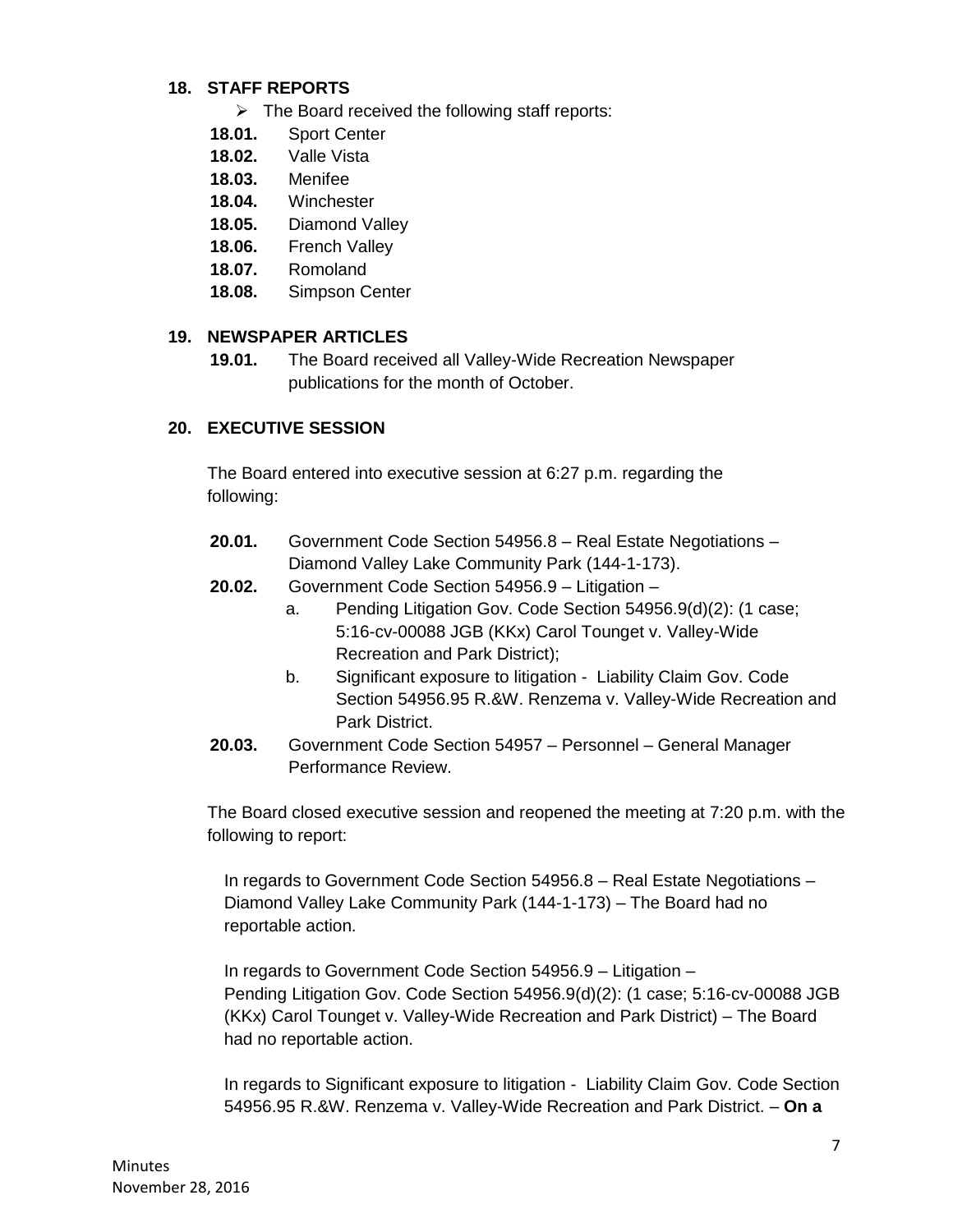## 18. STAFF REPORTS

- The Board received the following staff reports:

**18.01.** Sport Center
**18.02.** Valle Vista
**18.03.** Menifee
**18.04.** Winchester
**18.05.** Diamond Valley
**18.06.** French Valley
**18.07.** Romoland
**18.08.** Simpson Center

## 19. NEWSPAPER ARTICLES

**19.01.** The Board received all Valley-Wide Recreation Newspaper publications for the month of October.

## 20. EXECUTIVE SESSION

The Board entered into executive session at 6:27 p.m. regarding the following:

**20.01.** Government Code Section 54956.8 – Real Estate Negotiations – Diamond Valley Lake Community Park (144-1-173).

**20.02.** Government Code Section 54956.9 – Litigation –

a. Pending Litigation Gov. Code Section 54956.9(d)(2): (1 case; 5:16-cv-00088 JGB (KKx) Carol Tounget v. Valley-Wide Recreation and Park District);

b. Significant exposure to litigation - Liability Claim Gov. Code Section 54956.95 R.&W. Renzema v. Valley-Wide Recreation and Park District.

**20.03.** Government Code Section 54957 – Personnel – General Manager Performance Review.

The Board closed executive session and reopened the meeting at 7:20 p.m. with the following to report:

In regards to Government Code Section 54956.8 – Real Estate Negotiations – Diamond Valley Lake Community Park (144-1-173) – The Board had no reportable action.

In regards to Government Code Section 54956.9 – Litigation – Pending Litigation Gov. Code Section 54956.9(d)(2): (1 case; 5:16-cv-00088 JGB (KKx) Carol Tounget v. Valley-Wide Recreation and Park District) – The Board had no reportable action.

In regards to Significant exposure to litigation - Liability Claim Gov. Code Section 54956.95 R.&W. Renzema v. Valley-Wide Recreation and Park District. – **On a**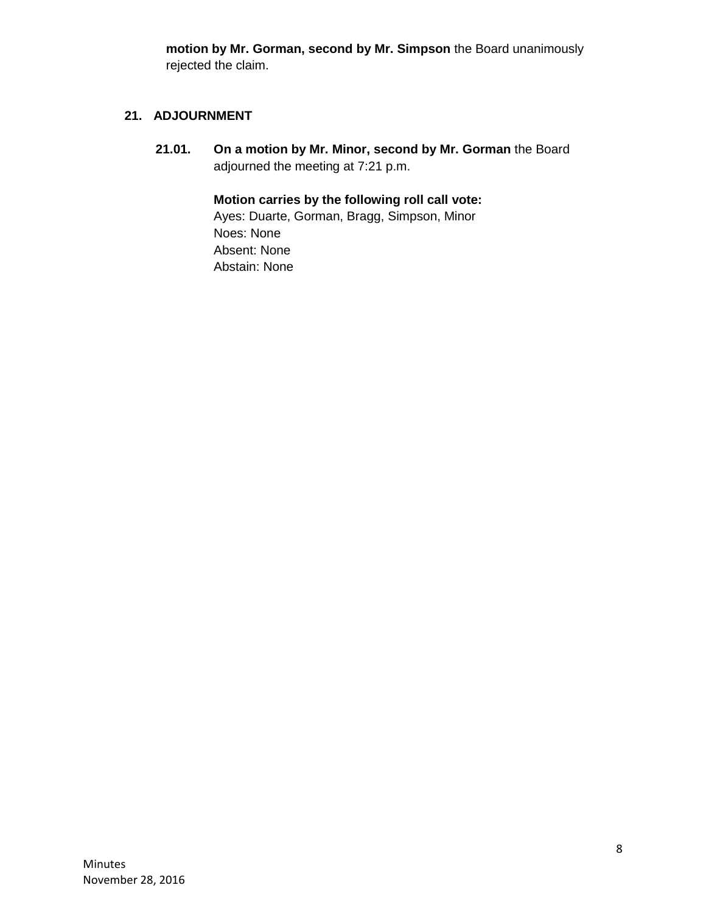**motion by Mr. Gorman, second by Mr. Simpson** the Board unanimously rejected the claim.

## 21. ADJOURNMENT

**21.01.** **On a motion by Mr. Minor, second by Mr. Gorman** the Board adjourned the meeting at 7:21 p.m.

**Motion carries by the following roll call vote:**
Ayes: Duarte, Gorman, Bragg, Simpson, Minor
Noes: None
Absent: None
Abstain: None